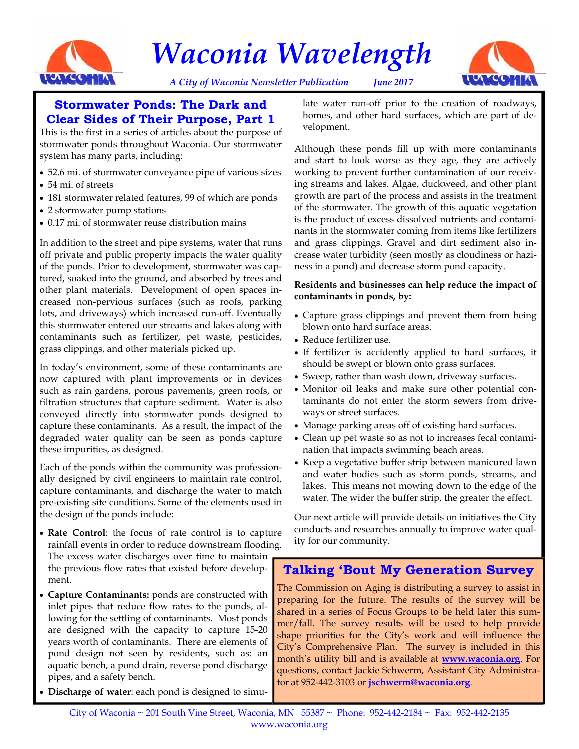# Waconia Wavelength

*A City of Waconia Newsletter Publication June 2017*

## Stormwater Ponds: The Dark and Clear Sides of Their Purpose, Part 1

This is the first in a series of articles about the purpose of stormwater ponds throughout Waconia. Our stormwater system has many parts, including:

- 52.6 mi. of stormwater conveyance pipe of various sizes
- 54 mi. of streets
- 181 stormwater related features, 99 of which are ponds
- 2 stormwater pump stations
- 0.17 mi. of stormwater reuse distribution mains

In addition to the street and pipe systems, water that runs off private and public property impacts the water quality of the ponds. Prior to development, stormwater was captured, soaked into the ground, and absorbed by trees and other plant materials. Development of open spaces increased non-pervious surfaces (such as roofs, parking lots, and driveways) which increased run-off. Eventually this stormwater entered our streams and lakes along with contaminants such as fertilizer, pet waste, pesticides, grass clippings, and other materials picked up.

In today's environment, some of these contaminants are now captured with plant improvements or in devices such as rain gardens, porous pavements, green roofs, or filtration structures that capture sediment. Water is also conveyed directly into stormwater ponds designed to capture these contaminants. As a result, the impact of the degraded water quality can be seen as ponds capture these impurities, as designed.

Each of the ponds within the community was professionally designed by civil engineers to maintain rate control, capture contaminants, and discharge the water to match pre-existing site conditions. Some of the elements used in the design of the ponds include:

- **Rate Control**: the focus of rate control is to capture rainfall events in order to reduce downstream flooding. The excess water discharges over time to maintain the previous flow rates that existed before development.
- **Capture Contaminants:** ponds are constructed with inlet pipes that reduce flow rates to the ponds, allowing for the settling of contaminants. Most ponds are designed with the capacity to capture 15-20 years worth of contaminants. There are elements of pond design not seen by residents, such as: an aquatic bench, a pond drain, reverse pond discharge pipes, and a safety bench.
- **Discharge of water**: each pond is designed to simulate water run-off prior to the creation of roadways, homes, and other hard surfaces, which are part of development.

Although these ponds fill up with more contaminants and start to look worse as they age, they are actively working to prevent further contamination of our receiving streams and lakes. Algae, duckweed, and other plant growth are part of the process and assists in the treatment of the stormwater. The growth of this aquatic vegetation is the product of excess dissolved nutrients and contaminants in the stormwater coming from items like fertilizers and grass clippings. Gravel and dirt sediment also increase water turbidity (seen mostly as cloudiness or haziness in a pond) and decrease storm pond capacity.

**Residents and businesses can help reduce the impact of contaminants in ponds, by:**

- Capture grass clippings and prevent them from being blown onto hard surface areas.
- Reduce fertilizer use.
- If fertilizer is accidently applied to hard surfaces, it should be swept or blown onto grass surfaces.
- Sweep, rather than wash down, driveway surfaces.
- Monitor oil leaks and make sure other potential contaminants do not enter the storm sewers from driveways or street surfaces.
- Manage parking areas off of existing hard surfaces.
- Clean up pet waste so as not to increases fecal contamination that impacts swimming beach areas.
- Keep a vegetative buffer strip between manicured lawn and water bodies such as storm ponds, streams, and lakes. This means not mowing down to the edge of the water. The wider the buffer strip, the greater the effect.

Our next article will provide details on initiatives the City conducts and researches annually to improve water quality for our community.

## Talking 'Bout My Generation Survey

The Commission on Aging is distributing a survey to assist in preparing for the future. The results of the survey will be shared in a series of Focus Groups to be held later this summer/fall. The survey results will be used to help provide shape priorities for the City's work and will influence the City's Comprehensive Plan. The survey is included in this month's utility bill and is available at **www.waconia.org**. For questions, contact Jackie Schwerm, Assistant City Administrator at 952-442-3103 or **jschwerm@waconia.org**.

City of Waconia ~ 201 South Vine Street, Waconia, MN 55387 ~ Phone: 952-442-2184 ~ Fax: 952-442-2135
www.waconia.org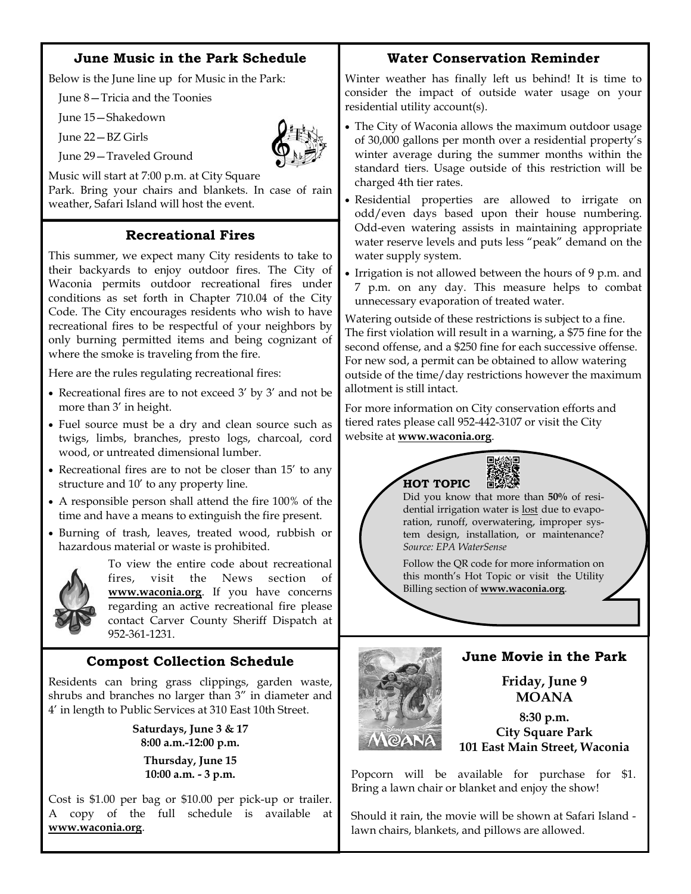## June Music in the Park Schedule

Below is the June line up for Music in the Park:

June 8—Tricia and the Toonies

June 15—Shakedown

June 22—BZ Girls

June 29—Traveled Ground

Music will start at 7:00 p.m. at City Square Park. Bring your chairs and blankets. In case of rain weather, Safari Island will host the event.

## Recreational Fires

This summer, we expect many City residents to take to their backyards to enjoy outdoor fires. The City of Waconia permits outdoor recreational fires under conditions as set forth in Chapter 710.04 of the City Code. The City encourages residents who wish to have recreational fires to be respectful of your neighbors by only burning permitted items and being cognizant of where the smoke is traveling from the fire.

Here are the rules regulating recreational fires:

- Recreational fires are to not exceed 3' by 3' and not be more than 3' in height.
- Fuel source must be a dry and clean source such as twigs, limbs, branches, presto logs, charcoal, cord wood, or untreated dimensional lumber.
- Recreational fires are to not be closer than 15' to any structure and 10' to any property line.
- A responsible person shall attend the fire 100% of the time and have a means to extinguish the fire present.
- Burning of trash, leaves, treated wood, rubbish or hazardous material or waste is prohibited.

To view the entire code about recreational fires, visit the News section of **www.waconia.org**. If you have concerns regarding an active recreational fire please contact Carver County Sheriff Dispatch at 952-361-1231.

## Compost Collection Schedule

Residents can bring grass clippings, garden waste, shrubs and branches no larger than 3" in diameter and 4' in length to Public Services at 310 East 10th Street.

**Saturdays, June 3 & 17**
**8:00 a.m.-12:00 p.m.**

**Thursday, June 15**
**10:00 a.m. - 3 p.m.**

Cost is $1.00 per bag or $10.00 per pick-up or trailer. A copy of the full schedule is available at **www.waconia.org**.

## Water Conservation Reminder

Winter weather has finally left us behind! It is time to consider the impact of outside water usage on your residential utility account(s).

- The City of Waconia allows the maximum outdoor usage of 30,000 gallons per month over a residential property's winter average during the summer months within the standard tiers. Usage outside of this restriction will be charged 4th tier rates.
- Residential properties are allowed to irrigate on odd/even days based upon their house numbering. Odd-even watering assists in maintaining appropriate water reserve levels and puts less "peak" demand on the water supply system.
- Irrigation is not allowed between the hours of 9 p.m. and 7 p.m. on any day. This measure helps to combat unnecessary evaporation of treated water.

Watering outside of these restrictions is subject to a fine. The first violation will result in a warning, a $75 fine for the second offense, and a $250 fine for each successive offense. For new sod, a permit can be obtained to allow watering outside of the time/day restrictions however the maximum allotment is still intact.

For more information on City conservation efforts and tiered rates please call 952-442-3107 or visit the City website at **www.waconia.org**.

**HOT TOPIC**

Did you know that more than **50%** of residential irrigation water is lost due to evaporation, runoff, overwatering, improper system design, installation, or maintenance? *Source: EPA WaterSense*

Follow the QR code for more information on this month's Hot Topic or visit the Utility Billing section of **www.waconia.org**.

## June Movie in the Park

**Friday, June 9**
**MOANA**

**8:30 p.m.**
**City Square Park**
**101 East Main Street, Waconia**

Popcorn will be available for purchase for $1. Bring a lawn chair or blanket and enjoy the show!

Should it rain, the movie will be shown at Safari Island - lawn chairs, blankets, and pillows are allowed.